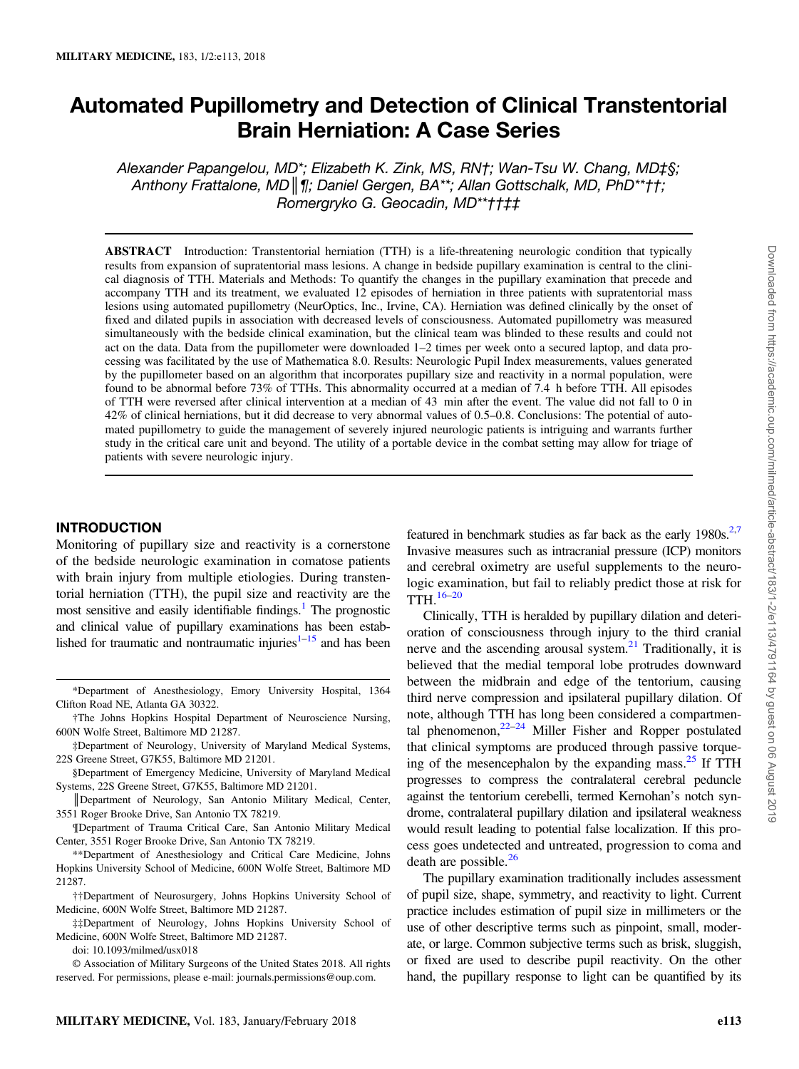# Automated Pupillometry and Detection of Clinical Transtentorial Brain Herniation: A Case Series

*Alexander Papangelou, MD\*; Elizabeth K. Zink, MS, RN†; Wan-Tsu W. Chang, MD‡§; Anthony Frattalone, MD║¶; Daniel Gergen, BA\*\*; Allan Gottschalk, MD, PhD\*\*††; Romergryko G. Geocadin, MD\*\*††‡‡*

**ABSTRACT** Introduction: Transtentorial herniation (TTH) is a life-threatening neurologic condition that typically results from expansion of supratentorial mass lesions. A change in bedside pupillary examination is central to the clinical diagnosis of TTH. Materials and Methods: To quantify the changes in the pupillary examination that precede and accompany TTH and its treatment, we evaluated 12 episodes of herniation in three patients with supratentorial mass lesions using automated pupillometry (NeurOptics, Inc., Irvine, CA). Herniation was defined clinically by the onset of fixed and dilated pupils in association with decreased levels of consciousness. Automated pupillometry was measured simultaneously with the bedside clinical examination, but the clinical team was blinded to these results and could not act on the data. Data from the pupillometer were downloaded 1–2 times per week onto a secured laptop, and data processing was facilitated by the use of Mathematica 8.0. Results: Neurologic Pupil Index measurements, values generated by the pupillometer based on an algorithm that incorporates pupillary size and reactivity in a normal population, were found to be abnormal before 73% of TTHs. This abnormality occurred at a median of 7.4 h before TTH. All episodes of TTH were reversed after clinical intervention at a median of 43 min after the event. The value did not fall to 0 in 42% of clinical herniations, but it did decrease to very abnormal values of 0.5–0.8. Conclusions: The potential of automated pupillometry to guide the management of severely injured neurologic patients is intriguing and warrants further study in the critical care unit and beyond. The utility of a portable device in the combat setting may allow for triage of patients with severe neurologic injury.

## INTRODUCTION

Monitoring of pupillary size and reactivity is a cornerstone of the bedside neurologic examination in comatose patients with brain injury from multiple etiologies. During transtentorial herniation (TTH), the pupil size and reactivity are the most sensitive and easily identifiable findings.[1] The prognostic and clinical value of pupillary examinations has been established for traumatic and nontraumatic injuries[1–15] and has been featured in benchmark studies as far back as the early 1980s.[2,7] Invasive measures such as intracranial pressure (ICP) monitors and cerebral oximetry are useful supplements to the neurologic examination, but fail to reliably predict those at risk for TTH.[16–20]

Clinically, TTH is heralded by pupillary dilation and deterioration of consciousness through injury to the third cranial nerve and the ascending arousal system.[21] Traditionally, it is believed that the medial temporal lobe protrudes downward between the midbrain and edge of the tentorium, causing third nerve compression and ipsilateral pupillary dilation. Of note, although TTH has long been considered a compartmental phenomenon,[22–24] Miller Fisher and Ropper postulated that clinical symptoms are produced through passive torqueing of the mesencephalon by the expanding mass.[25] If TTH progresses to compress the contralateral cerebral peduncle against the tentorium cerebelli, termed Kernohan's notch syndrome, contralateral pupillary dilation and ipsilateral weakness would result leading to potential false localization. If this process goes undetected and untreated, progression to coma and death are possible.[26]

The pupillary examination traditionally includes assessment of pupil size, shape, symmetry, and reactivity to light. Current practice includes estimation of pupil size in millimeters or the use of other descriptive terms such as pinpoint, small, moderate, or large. Common subjective terms such as brisk, sluggish, or fixed are used to describe pupil reactivity. On the other hand, the pupillary response to light can be quantified by its

\*Department of Anesthesiology, Emory University Hospital, 1364 Clifton Road NE, Atlanta GA 30322.

†The Johns Hopkins Hospital Department of Neuroscience Nursing, 600N Wolfe Street, Baltimore MD 21287.

‡Department of Neurology, University of Maryland Medical Systems, 22S Greene Street, G7K55, Baltimore MD 21201.

§Department of Emergency Medicine, University of Maryland Medical Systems, 22S Greene Street, G7K55, Baltimore MD 21201.

║Department of Neurology, San Antonio Military Medical, Center, 3551 Roger Brooke Drive, San Antonio TX 78219.

¶Department of Trauma Critical Care, San Antonio Military Medical Center, 3551 Roger Brooke Drive, San Antonio TX 78219.

\*\*Department of Anesthesiology and Critical Care Medicine, Johns Hopkins University School of Medicine, 600N Wolfe Street, Baltimore MD 21287.

††Department of Neurosurgery, Johns Hopkins University School of Medicine, 600N Wolfe Street, Baltimore MD 21287.

‡‡Department of Neurology, Johns Hopkins University School of Medicine, 600N Wolfe Street, Baltimore MD 21287.

doi: 10.1093/milmed/usx018

© Association of Military Surgeons of the United States 2018. All rights reserved. For permissions, please e-mail: journals.permissions@oup.com.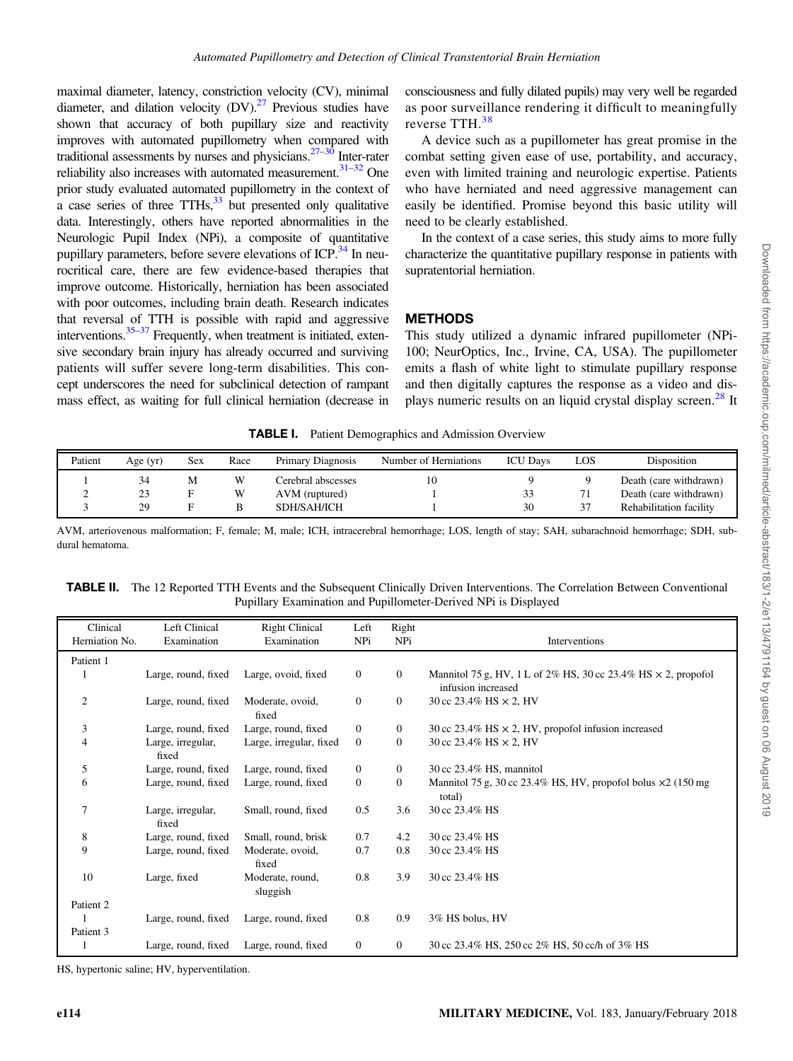maximal diameter, latency, constriction velocity (CV), minimal diameter, and dilation velocity (DV).[27] Previous studies have shown that accuracy of both pupillary size and reactivity improves with automated pupillometry when compared with traditional assessments by nurses and physicians.[27–30] Inter-rater reliability also increases with automated measurement.[31–32] One prior study evaluated automated pupillometry in the context of a case series of three TTHs,[33] but presented only qualitative data. Interestingly, others have reported abnormalities in the Neurologic Pupil Index (NPi), a composite of quantitative pupillary parameters, before severe elevations of ICP.[34] In neurocritical care, there are few evidence-based therapies that improve outcome. Historically, herniation has been associated with poor outcomes, including brain death. Research indicates that reversal of TTH is possible with rapid and aggressive interventions.[35–37] Frequently, when treatment is initiated, extensive secondary brain injury has already occurred and surviving patients will suffer severe long-term disabilities. This concept underscores the need for subclinical detection of rampant mass effect, as waiting for full clinical herniation (decrease in consciousness and fully dilated pupils) may very well be regarded as poor surveillance rendering it difficult to meaningfully reverse TTH.[38]

A device such as a pupillometer has great promise in the combat setting given ease of use, portability, and accuracy, even with limited training and neurologic expertise. Patients who have herniated and need aggressive management can easily be identified. Promise beyond this basic utility will need to be clearly established.

In the context of a case series, this study aims to more fully characterize the quantitative pupillary response in patients with supratentorial herniation.

## METHODS

This study utilized a dynamic infrared pupillometer (NPi-100; NeurOptics, Inc., Irvine, CA, USA). The pupillometer emits a flash of white light to stimulate pupillary response and then digitally captures the response as a video and displays numeric results on an liquid crystal display screen.[28] It

**TABLE I.** Patient Demographics and Admission Overview

| Patient | Age (yr) | Sex | Race | Primary Diagnosis | Number of Herniations | ICU Days | LOS | Disposition |
|---|---|---|---|---|---|---|---|---|
| 1 | 34 | M | W | Cerebral abscesses | 10 | 9 | 9 | Death (care withdrawn) |
| 2 | 23 | F | W | AVM (ruptured) | 1 | 33 | 71 | Death (care withdrawn) |
| 3 | 29 | F | B | SDH/SAH/ICH | 1 | 30 | 37 | Rehabilitation facility |

AVM, arteriovenous malformation; F, female; M, male; ICH, intracerebral hemorrhage; LOS, length of stay; SAH, subarachnoid hemorrhage; SDH, subdural hematoma.

**TABLE II.** The 12 Reported TTH Events and the Subsequent Clinically Driven Interventions. The Correlation Between Conventional Pupillary Examination and Pupillometer-Derived NPi is Displayed

| Clinical Herniation No. | Left Clinical Examination | Right Clinical Examination | Left NPi | Right NPi | Interventions |
|---|---|---|---|---|---|
| Patient 1 | | | | | |
| 1 | Large, round, fixed | Large, ovoid, fixed | 0 | 0 | Mannitol 75 g, HV, 1 L of 2% HS, 30 cc 23.4% HS × 2, propofol infusion increased |
| 2 | Large, round, fixed | Moderate, ovoid, fixed | 0 | 0 | 30 cc 23.4% HS × 2, HV |
| 3 | Large, round, fixed | Large, round, fixed | 0 | 0 | 30 cc 23.4% HS × 2, HV, propofol infusion increased |
| 4 | Large, irregular, fixed | Large, irregular, fixed | 0 | 0 | 30 cc 23.4% HS × 2, HV |
| 5 | Large, round, fixed | Large, round, fixed | 0 | 0 | 30 cc 23.4% HS, mannitol |
| 6 | Large, round, fixed | Large, round, fixed | 0 | 0 | Mannitol 75 g, 30 cc 23.4% HS, HV, propofol bolus ×2 (150 mg total) |
| 7 | Large, irregular, fixed | Small, round, fixed | 0.5 | 3.6 | 30 cc 23.4% HS |
| 8 | Large, round, fixed | Small, round, brisk | 0.7 | 4.2 | 30 cc 23.4% HS |
| 9 | Large, round, fixed | Moderate, ovoid, fixed | 0.7 | 0.8 | 30 cc 23.4% HS |
| 10 | Large, fixed | Moderate, round, sluggish | 0.8 | 3.9 | 30 cc 23.4% HS |
| Patient 2 | | | | | |
| 1 | Large, round, fixed | Large, round, fixed | 0.8 | 0.9 | 3% HS bolus, HV |
| Patient 3 | | | | | |
| 1 | Large, round, fixed | Large, round, fixed | 0 | 0 | 30 cc 23.4% HS, 250 cc 2% HS, 50 cc/h of 3% HS |

HS, hypertonic saline; HV, hyperventilation.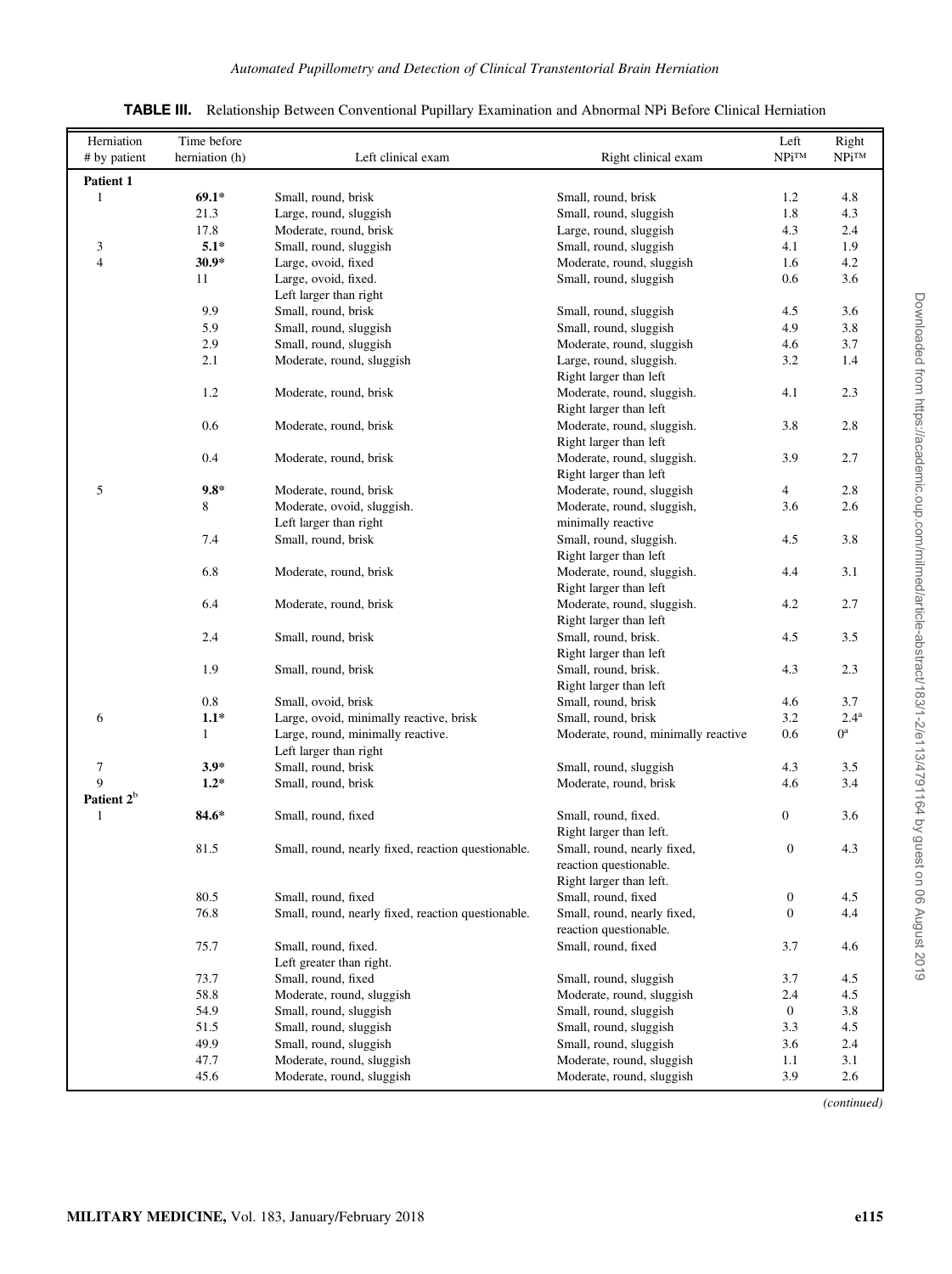**TABLE III.** Relationship Between Conventional Pupillary Examination and Abnormal NPi Before Clinical Herniation

| Herniation # by patient | Time before herniation (h) | Left clinical exam | Right clinical exam | Left NPi™ | Right NPi™ |
|---|---|---|---|---|---|
| **Patient 1** | | | | | |
| 1 | **69.1*** | Small, round, brisk | Small, round, brisk | 1.2 | 4.8 |
| | 21.3 | Large, round, sluggish | Small, round, sluggish | 1.8 | 4.3 |
| | 17.8 | Moderate, round, brisk | Large, round, sluggish | 4.3 | 2.4 |
| 3 | **5.1*** | Small, round, sluggish | Small, round, sluggish | 4.1 | 1.9 |
| 4 | **30.9*** | Large, ovoid, fixed | Moderate, round, sluggish | 1.6 | 4.2 |
| | 11 | Large, ovoid, fixed. Left larger than right | Small, round, sluggish | 0.6 | 3.6 |
| | 9.9 | Small, round, brisk | Small, round, sluggish | 4.5 | 3.6 |
| | 5.9 | Small, round, sluggish | Small, round, sluggish | 4.9 | 3.8 |
| | 2.9 | Small, round, sluggish | Moderate, round, sluggish | 4.6 | 3.7 |
| | 2.1 | Moderate, round, sluggish | Large, round, sluggish. Right larger than left | 3.2 | 1.4 |
| | 1.2 | Moderate, round, brisk | Moderate, round, sluggish. Right larger than left | 4.1 | 2.3 |
| | 0.6 | Moderate, round, brisk | Moderate, round, sluggish. Right larger than left | 3.8 | 2.8 |
| | 0.4 | Moderate, round, brisk | Moderate, round, sluggish. Right larger than left | 3.9 | 2.7 |
| 5 | **9.8*** | Moderate, round, brisk | Moderate, round, sluggish | 4 | 2.8 |
| | 8 | Moderate, ovoid, sluggish. Left larger than right | Moderate, round, sluggish, minimally reactive | 3.6 | 2.6 |
| | 7.4 | Small, round, brisk | Small, round, sluggish. Right larger than left | 4.5 | 3.8 |
| | 6.8 | Moderate, round, brisk | Moderate, round, sluggish. Right larger than left | 4.4 | 3.1 |
| | 6.4 | Moderate, round, brisk | Moderate, round, sluggish. Right larger than left | 4.2 | 2.7 |
| | 2.4 | Small, round, brisk | Small, round, brisk. Right larger than left | 4.5 | 3.5 |
| | 1.9 | Small, round, brisk | Small, round, brisk. Right larger than left | 4.3 | 2.3 |
| | 0.8 | Small, ovoid, brisk | Small, round, brisk | 4.6 | 3.7 |
| 6 | **1.1*** | Large, ovoid, minimally reactive, brisk | Small, round, brisk | 3.2 | 2.4[a] |
| | 1 | Large, round, minimally reactive. Left larger than right | Moderate, round, minimally reactive | 0.6 | 0[a] |
| 7 | **3.9*** | Small, round, brisk | Small, round, sluggish | 4.3 | 3.5 |
| 9 | **1.2*** | Small, round, brisk | Moderate, round, brisk | 4.6 | 3.4 |
| **Patient 2**[b] | | | | | |
| 1 | **84.6*** | Small, round, fixed | Small, round, fixed. Right larger than left. | 0 | 3.6 |
| | 81.5 | Small, round, nearly fixed, reaction questionable. | Small, round, nearly fixed, reaction questionable. Right larger than left. | 0 | 4.3 |
| | 80.5 | Small, round, fixed | Small, round, fixed | 0 | 4.5 |
| | 76.8 | Small, round, nearly fixed, reaction questionable. | Small, round, nearly fixed, reaction questionable. | 0 | 4.4 |
| | 75.7 | Small, round, fixed. Left greater than right. | Small, round, fixed | 3.7 | 4.6 |
| | 73.7 | Small, round, fixed | Small, round, sluggish | 3.7 | 4.5 |
| | 58.8 | Moderate, round, sluggish | Moderate, round, sluggish | 2.4 | 4.5 |
| | 54.9 | Small, round, sluggish | Small, round, sluggish | 0 | 3.8 |
| | 51.5 | Small, round, sluggish | Small, round, sluggish | 3.3 | 4.5 |
| | 49.9 | Small, round, sluggish | Small, round, sluggish | 3.6 | 2.4 |
| | 47.7 | Moderate, round, sluggish | Moderate, round, sluggish | 1.1 | 3.1 |
| | 45.6 | Moderate, round, sluggish | Moderate, round, sluggish | 3.9 | 2.6 |

*(continued)*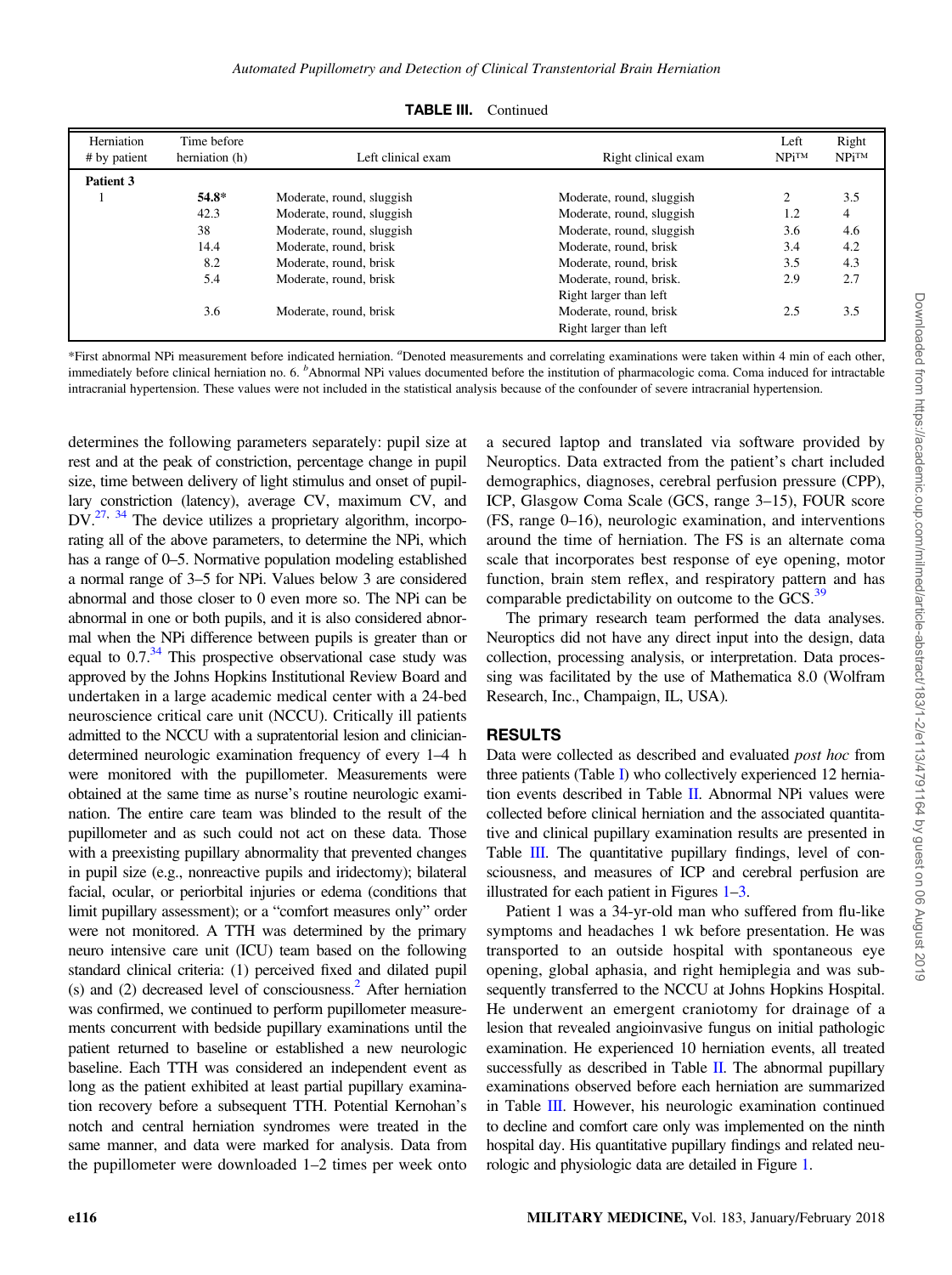**TABLE III.** Continued

| Herniation # by patient | Time before herniation (h) | Left clinical exam | Right clinical exam | Left NPi™ | Right NPi™ |
|---|---|---|---|---|---|
| **Patient 3** | | | | | |
| 1 | **54.8*** | Moderate, round, sluggish | Moderate, round, sluggish | 2 | 3.5 |
| | 42.3 | Moderate, round, sluggish | Moderate, round, sluggish | 1.2 | 4 |
| | 38 | Moderate, round, sluggish | Moderate, round, sluggish | 3.6 | 4.6 |
| | 14.4 | Moderate, round, brisk | Moderate, round, brisk | 3.4 | 4.2 |
| | 8.2 | Moderate, round, brisk | Moderate, round, brisk | 3.5 | 4.3 |
| | 5.4 | Moderate, round, brisk | Moderate, round, brisk. Right larger than left | 2.9 | 2.7 |
| | 3.6 | Moderate, round, brisk | Moderate, round, brisk Right larger than left | 2.5 | 3.5 |

*First abnormal NPi measurement before indicated herniation. [a]Denoted measurements and correlating examinations were taken within 4 min of each other, immediately before clinical herniation no. 6. [b]Abnormal NPi values documented before the institution of pharmacologic coma. Coma induced for intractable intracranial hypertension. These values were not included in the statistical analysis because of the confounder of severe intracranial hypertension.

determines the following parameters separately: pupil size at rest and at the peak of constriction, percentage change in pupil size, time between delivery of light stimulus and onset of pupillary constriction (latency), average CV, maximum CV, and DV.[27, 34] The device utilizes a proprietary algorithm, incorporating all of the above parameters, to determine the NPi, which has a range of 0–5. Normative population modeling established a normal range of 3–5 for NPi. Values below 3 are considered abnormal and those closer to 0 even more so. The NPi can be abnormal in one or both pupils, and it is also considered abnormal when the NPi difference between pupils is greater than or equal to 0.7.[34] This prospective observational case study was approved by the Johns Hopkins Institutional Review Board and undertaken in a large academic medical center with a 24-bed neuroscience critical care unit (NCCU). Critically ill patients admitted to the NCCU with a supratentorial lesion and clinician-determined neurologic examination frequency of every 1–4 h were monitored with the pupillometer. Measurements were obtained at the same time as nurse's routine neurologic examination. The entire care team was blinded to the result of the pupillometer and as such could not act on these data. Those with a preexisting pupillary abnormality that prevented changes in pupil size (e.g., nonreactive pupils and iridectomy); bilateral facial, ocular, or periorbital injuries or edema (conditions that limit pupillary assessment); or a "comfort measures only" order were not monitored. A TTH was determined by the primary neuro intensive care unit (ICU) team based on the following standard clinical criteria: (1) perceived fixed and dilated pupil (s) and (2) decreased level of consciousness.[2] After herniation was confirmed, we continued to perform pupillometer measurements concurrent with bedside pupillary examinations until the patient returned to baseline or established a new neurologic baseline. Each TTH was considered an independent event as long as the patient exhibited at least partial pupillary examination recovery before a subsequent TTH. Potential Kernohan's notch and central herniation syndromes were treated in the same manner, and data were marked for analysis. Data from the pupillometer were downloaded 1–2 times per week onto a secured laptop and translated via software provided by Neuroptics. Data extracted from the patient's chart included demographics, diagnoses, cerebral perfusion pressure (CPP), ICP, Glasgow Coma Scale (GCS, range 3–15), FOUR score (FS, range 0–16), neurologic examination, and interventions around the time of herniation. The FS is an alternate coma scale that incorporates best response of eye opening, motor function, brain stem reflex, and respiratory pattern and has comparable predictability on outcome to the GCS.[39]

The primary research team performed the data analyses. Neuroptics did not have any direct input into the design, data collection, processing analysis, or interpretation. Data processing was facilitated by the use of Mathematica 8.0 (Wolfram Research, Inc., Champaign, IL, USA).

## RESULTS

Data were collected as described and evaluated *post hoc* from three patients (Table I) who collectively experienced 12 herniation events described in Table II. Abnormal NPi values were collected before clinical herniation and the associated quantitative and clinical pupillary examination results are presented in Table III. The quantitative pupillary findings, level of consciousness, and measures of ICP and cerebral perfusion are illustrated for each patient in Figures 1–3.

Patient 1 was a 34-yr-old man who suffered from flu-like symptoms and headaches 1 wk before presentation. He was transported to an outside hospital with spontaneous eye opening, global aphasia, and right hemiplegia and was subsequently transferred to the NCCU at Johns Hopkins Hospital. He underwent an emergent craniotomy for drainage of a lesion that revealed angioinvasive fungus on initial pathologic examination. He experienced 10 herniation events, all treated successfully as described in Table II. The abnormal pupillary examinations observed before each herniation are summarized in Table III. However, his neurologic examination continued to decline and comfort care only was implemented on the ninth hospital day. His quantitative pupillary findings and related neurologic and physiologic data are detailed in Figure 1.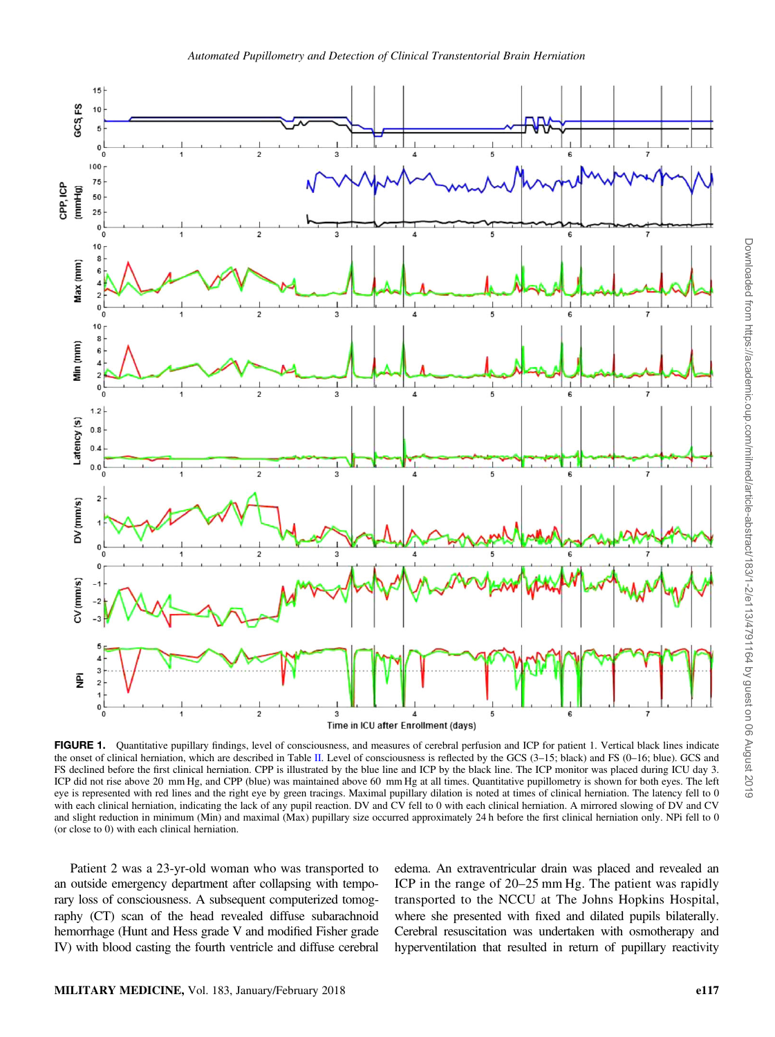GCS, FS
15
10
5
0
0 1 2 3 4 5 6 7

CPP, ICP (mmHg)
100
75
50
25
0
0 1 2 3 4 5 6 7

Max (mm)
10
8
6
4
2
0
0 1 2 3 4 5 6 7

Min (mm)
10
8
6
4
2
0
0 1 2 3 4 5 6 7

Latency (s)
1.2
0.8
0.4
0.0
0 1 2 3 4 5 6 7

DV (mm/s)
2
1
0
0 1 2 3 4 5 6 7

CV (mm/s)
0
-1
-2
-3
0 1 2 3 4 5 6 7

NPi
5
4
3
2
1
0
0 1 2 3 4 5 6 7

Time in ICU after Enrollment (days)

**FIGURE 1.** Quantitative pupillary findings, level of consciousness, and measures of cerebral perfusion and ICP for patient 1. Vertical black lines indicate the onset of clinical herniation, which are described in Table II. Level of consciousness is reflected by the GCS (3–15; black) and FS (0–16; blue). GCS and FS declined before the first clinical herniation. CPP is illustrated by the blue line and ICP by the black line. The ICP monitor was placed during ICU day 3. ICP did not rise above 20 mm Hg, and CPP (blue) was maintained above 60 mm Hg at all times. Quantitative pupillometry is shown for both eyes. The left eye is represented with red lines and the right eye by green tracings. Maximal pupillary dilation is noted at times of clinical herniation. The latency fell to 0 with each clinical herniation, indicating the lack of any pupil reaction. DV and CV fell to 0 with each clinical herniation. A mirrored slowing of DV and CV and slight reduction in minimum (Min) and maximal (Max) pupillary size occurred approximately 24 h before the first clinical herniation only. NPi fell to 0 (or close to 0) with each clinical herniation.

Patient 2 was a 23-yr-old woman who was transported to an outside emergency department after collapsing with temporary loss of consciousness. A subsequent computerized tomography (CT) scan of the head revealed diffuse subarachnoid hemorrhage (Hunt and Hess grade V and modified Fisher grade IV) with blood casting the fourth ventricle and diffuse cerebral edema. An extraventricular drain was placed and revealed an ICP in the range of 20–25 mm Hg. The patient was rapidly transported to the NCCU at The Johns Hopkins Hospital, where she presented with fixed and dilated pupils bilaterally. Cerebral resuscitation was undertaken with osmotherapy and hyperventilation that resulted in return of pupillary reactivity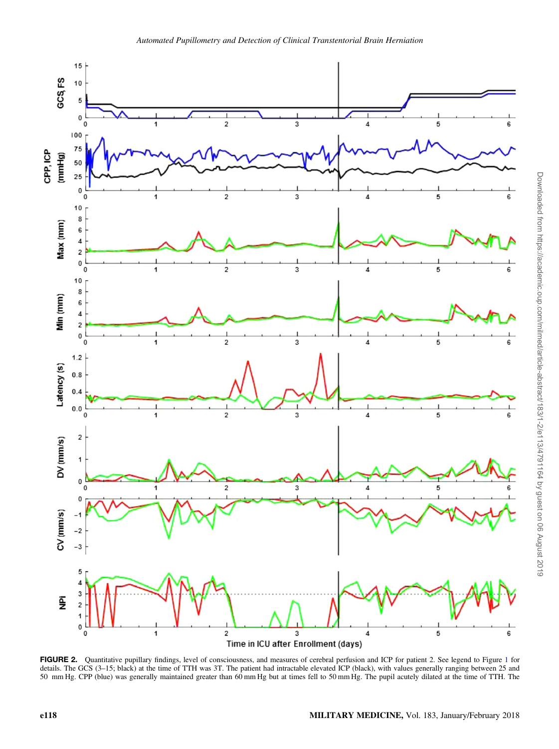GCS, FS

15
10
5
0

0 1 2 3 4 5 6

CPP, ICP (mmHg)

100
75
50
25
0

0 1 2 3 4 5 6

Max (mm)

10
8
6
4
2
0

0 1 2 3 4 5 6

Min (mm)

10
8
6
4
2
0

0 1 2 3 4 5 6

Latency (s)

1.2
0.8
0.4
0.0

0 1 2 3 4 5 6

DV (mm/s)

2
1
0

0 1 2 3 4 5 6

CV (mm/s)

0
−1
−2
−3

NPI

5
4
3
2
1
0

0 1 2 3 4 5 6

Time in ICU after Enrollment (days)

**FIGURE 2.** Quantitative pupillary findings, level of consciousness, and measures of cerebral perfusion and ICP for patient 2. See legend to Figure 1 for details. The GCS (3–15; black) at the time of TTH was 3T. The patient had intractable elevated ICP (black), with values generally ranging between 25 and 50 mm Hg. CPP (blue) was generally maintained greater than 60 mm Hg but at times fell to 50 mm Hg. The pupil acutely dilated at the time of TTH. The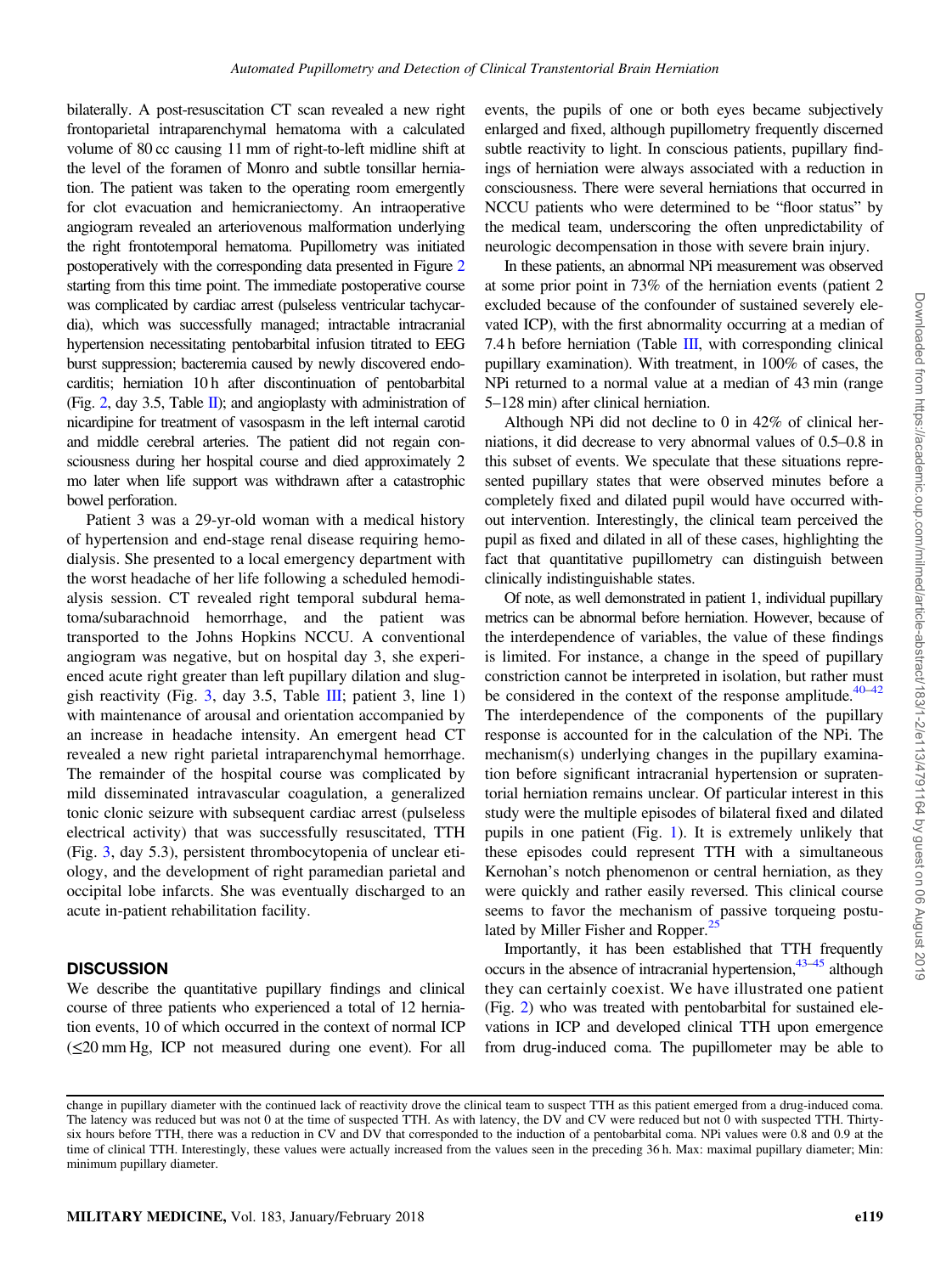bilaterally. A post-resuscitation CT scan revealed a new right frontoparietal intraparenchymal hematoma with a calculated volume of 80 cc causing 11 mm of right-to-left midline shift at the level of the foramen of Monro and subtle tonsillar herniation. The patient was taken to the operating room emergently for clot evacuation and hemicraniectomy. An intraoperative angiogram revealed an arteriovenous malformation underlying the right frontotemporal hematoma. Pupillometry was initiated postoperatively with the corresponding data presented in Figure 2 starting from this time point. The immediate postoperative course was complicated by cardiac arrest (pulseless ventricular tachycardia), which was successfully managed; intractable intracranial hypertension necessitating pentobarbital infusion titrated to EEG burst suppression; bacteremia caused by newly discovered endocarditis; herniation 10 h after discontinuation of pentobarbital (Fig. 2, day 3.5, Table II); and angioplasty with administration of nicardipine for treatment of vasospasm in the left internal carotid and middle cerebral arteries. The patient did not regain consciousness during her hospital course and died approximately 2 mo later when life support was withdrawn after a catastrophic bowel perforation.

Patient 3 was a 29-yr-old woman with a medical history of hypertension and end-stage renal disease requiring hemodialysis. She presented to a local emergency department with the worst headache of her life following a scheduled hemodialysis session. CT revealed right temporal subdural hematoma/subarachnoid hemorrhage, and the patient was transported to the Johns Hopkins NCCU. A conventional angiogram was negative, but on hospital day 3, she experienced acute right greater than left pupillary dilation and sluggish reactivity (Fig. 3, day 3.5, Table III; patient 3, line 1) with maintenance of arousal and orientation accompanied by an increase in headache intensity. An emergent head CT revealed a new right parietal intraparenchymal hemorrhage. The remainder of the hospital course was complicated by mild disseminated intravascular coagulation, a generalized tonic clonic seizure with subsequent cardiac arrest (pulseless electrical activity) that was successfully resuscitated, TTH (Fig. 3, day 5.3), persistent thrombocytopenia of unclear etiology, and the development of right paramedian parietal and occipital lobe infarcts. She was eventually discharged to an acute in-patient rehabilitation facility.

## DISCUSSION

We describe the quantitative pupillary findings and clinical course of three patients who experienced a total of 12 herniation events, 10 of which occurred in the context of normal ICP (≤20 mm Hg, ICP not measured during one event). For all events, the pupils of one or both eyes became subjectively enlarged and fixed, although pupillometry frequently discerned subtle reactivity to light. In conscious patients, pupillary findings of herniation were always associated with a reduction in consciousness. There were several herniations that occurred in NCCU patients who were determined to be "floor status" by the medical team, underscoring the often unpredictability of neurologic decompensation in those with severe brain injury.

In these patients, an abnormal NPi measurement was observed at some prior point in 73% of the herniation events (patient 2 excluded because of the confounder of sustained severely elevated ICP), with the first abnormality occurring at a median of 7.4 h before herniation (Table III, with corresponding clinical pupillary examination). With treatment, in 100% of cases, the NPi returned to a normal value at a median of 43 min (range 5–128 min) after clinical herniation.

Although NPi did not decline to 0 in 42% of clinical herniations, it did decrease to very abnormal values of 0.5–0.8 in this subset of events. We speculate that these situations represented pupillary states that were observed minutes before a completely fixed and dilated pupil would have occurred without intervention. Interestingly, the clinical team perceived the pupil as fixed and dilated in all of these cases, highlighting the fact that quantitative pupillometry can distinguish between clinically indistinguishable states.

Of note, as well demonstrated in patient 1, individual pupillary metrics can be abnormal before herniation. However, because of the interdependence of variables, the value of these findings is limited. For instance, a change in the speed of pupillary constriction cannot be interpreted in isolation, but rather must be considered in the context of the response amplitude.[40–42] The interdependence of the components of the pupillary response is accounted for in the calculation of the NPi. The mechanism(s) underlying changes in the pupillary examination before significant intracranial hypertension or supratentorial herniation remains unclear. Of particular interest in this study were the multiple episodes of bilateral fixed and dilated pupils in one patient (Fig. 1). It is extremely unlikely that these episodes could represent TTH with a simultaneous Kernohan's notch phenomenon or central herniation, as they were quickly and rather easily reversed. This clinical course seems to favor the mechanism of passive torqueing postulated by Miller Fisher and Ropper.[25]

Importantly, it has been established that TTH frequently occurs in the absence of intracranial hypertension,[43–45] although they can certainly coexist. We have illustrated one patient (Fig. 2) who was treated with pentobarbital for sustained elevations in ICP and developed clinical TTH upon emergence from drug-induced coma. The pupillometer may be able to

change in pupillary diameter with the continued lack of reactivity drove the clinical team to suspect TTH as this patient emerged from a drug-induced coma. The latency was reduced but was not 0 at the time of suspected TTH. As with latency, the DV and CV were reduced but not 0 with suspected TTH. Thirty-six hours before TTH, there was a reduction in CV and DV that corresponded to the induction of a pentobarbital coma. NPi values were 0.8 and 0.9 at the time of clinical TTH. Interestingly, these values were actually increased from the values seen in the preceding 36 h. Max: maximal pupillary diameter; Min: minimum pupillary diameter.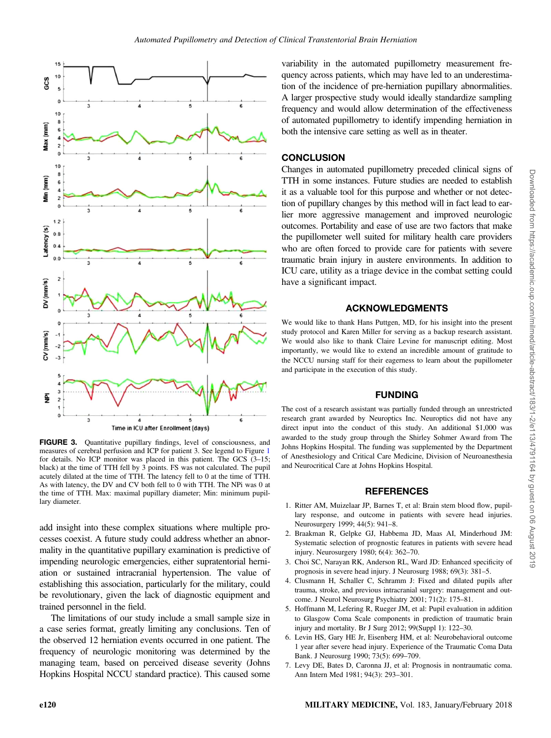GCS
15
10
5
0
3
4
5
6

Max (mm)
10
8
6
4
2
0

Min (mm)
10
8
6
4
2
0

Latency (s)
1.2
0.8
0.4
0.0

DV (mm/s)
2
1
0

CV (mm/s)
0
-1
-2
-3

NPi
5
4
3
2
1
0

Time in ICU after Enrollment (days)

**FIGURE 3.** Quantitative pupillary findings, level of consciousness, and measures of cerebral perfusion and ICP for patient 3. See legend to Figure 1 for details. No ICP monitor was placed in this patient. The GCS (3–15; black) at the time of TTH fell by 3 points. FS was not calculated. The pupil acutely dilated at the time of TTH. The latency fell to 0 at the time of TTH. As with latency, the DV and CV both fell to 0 with TTH. The NPi was 0 at the time of TTH. Max: maximal pupillary diameter; Min: minimum pupillary diameter.

add insight into these complex situations where multiple processes coexist. A future study could address whether an abnormality in the quantitative pupillary examination is predictive of impending neurologic emergencies, either supratentorial herniation or sustained intracranial hypertension. The value of establishing this association, particularly for the military, could be revolutionary, given the lack of diagnostic equipment and trained personnel in the field.

The limitations of our study include a small sample size in a case series format, greatly limiting any conclusions. Ten of the observed 12 herniation events occurred in one patient. The frequency of neurologic monitoring was determined by the managing team, based on perceived disease severity (Johns Hopkins Hospital NCCU standard practice). This caused some variability in the automated pupillometry measurement frequency across patients, which may have led to an underestimation of the incidence of pre-herniation pupillary abnormalities. A larger prospective study would ideally standardize sampling frequency and would allow determination of the effectiveness of automated pupillometry to identify impending herniation in both the intensive care setting as well as in theater.

## CONCLUSION

Changes in automated pupillometry preceded clinical signs of TTH in some instances. Future studies are needed to establish it as a valuable tool for this purpose and whether or not detection of pupillary changes by this method will in fact lead to earlier more aggressive management and improved neurologic outcomes. Portability and ease of use are two factors that make the pupillometer well suited for military health care providers who are often forced to provide care for patients with severe traumatic brain injury in austere environments. In addition to ICU care, utility as a triage device in the combat setting could have a significant impact.

## ACKNOWLEDGMENTS

We would like to thank Hans Puttgen, MD, for his insight into the present study protocol and Karen Miller for serving as a backup research assistant. We would also like to thank Claire Levine for manuscript editing. Most importantly, we would like to extend an incredible amount of gratitude to the NCCU nursing staff for their eagerness to learn about the pupillometer and participate in the execution of this study.

## FUNDING

The cost of a research assistant was partially funded through an unrestricted research grant awarded by Neuroptics Inc. Neuroptics did not have any direct input into the conduct of this study. An additional $1,000 was awarded to the study group through the Shirley Sohmer Award from The Johns Hopkins Hospital. The funding was supplemented by the Department of Anesthesiology and Critical Care Medicine, Division of Neuroanesthesia and Neurocritical Care at Johns Hopkins Hospital.

## REFERENCES

1. Ritter AM, Muizelaar JP, Barnes T, et al: Brain stem blood flow, pupillary response, and outcome in patients with severe head injuries. Neurosurgery 1999; 44(5): 941–8.
2. Braakman R, Gelpke GJ, Habbema JD, Maas AI, Minderhoud JM: Systematic selection of prognostic features in patients with severe head injury. Neurosurgery 1980; 6(4): 362–70.
3. Choi SC, Narayan RK, Anderson RL, Ward JD: Enhanced specificity of prognosis in severe head injury. J Neurosurg 1988; 69(3): 381–5.
4. Clusmann H, Schaller C, Schramm J: Fixed and dilated pupils after trauma, stroke, and previous intracranial surgery: management and outcome. J Neurol Neurosurg Psychiatry 2001; 71(2): 175–81.
5. Hoffmann M, Lefering R, Rueger JM, et al: Pupil evaluation in addition to Glasgow Coma Scale components in prediction of traumatic brain injury and mortality. Br J Surg 2012; 99(Suppl 1): 122–30.
6. Levin HS, Gary HE Jr, Eisenberg HM, et al: Neurobehavioral outcome 1 year after severe head injury. Experience of the Traumatic Coma Data Bank. J Neurosurg 1990; 73(5): 699–709.
7. Levy DE, Bates D, Caronna JJ, et al: Prognosis in nontraumatic coma. Ann Intern Med 1981; 94(3): 293–301.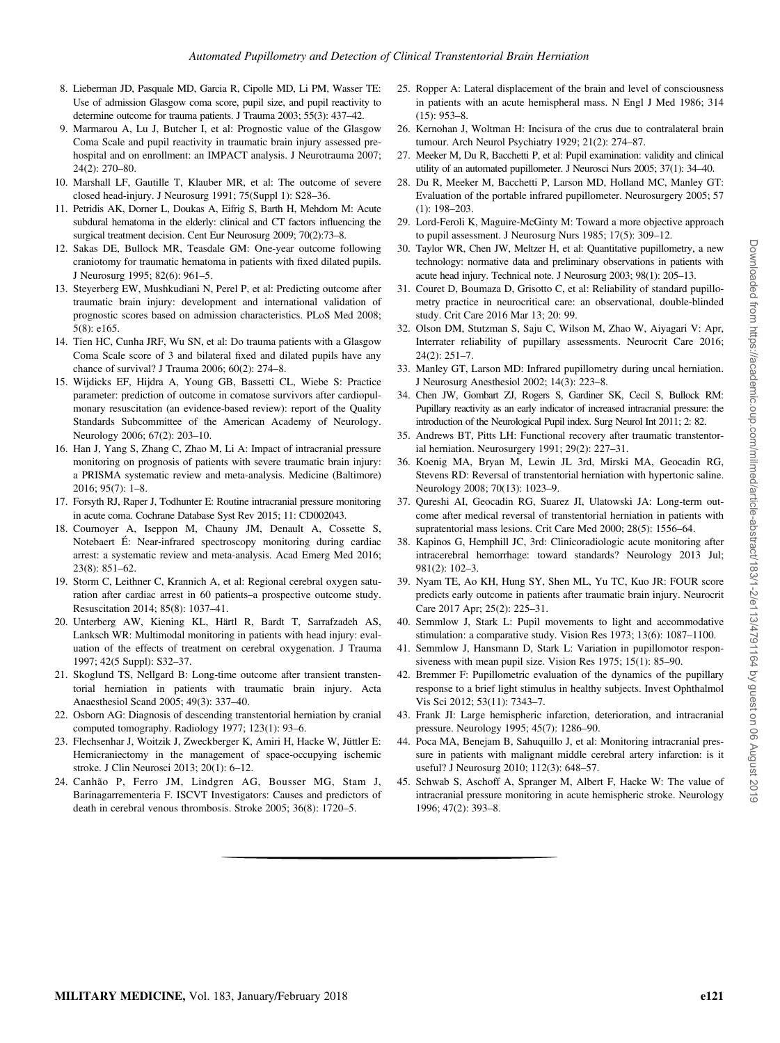8. Lieberman JD, Pasquale MD, Garcia R, Cipolle MD, Li PM, Wasser TE: Use of admission Glasgow coma score, pupil size, and pupil reactivity to determine outcome for trauma patients. J Trauma 2003; 55(3): 437–42.
9. Marmarou A, Lu J, Butcher I, et al: Prognostic value of the Glasgow Coma Scale and pupil reactivity in traumatic brain injury assessed pre-hospital and on enrollment: an IMPACT analysis. J Neurotrauma 2007; 24(2): 270–80.
10. Marshall LF, Gautille T, Klauber MR, et al: The outcome of severe closed head-injury. J Neurosurg 1991; 75(Suppl 1): S28–36.
11. Petridis AK, Dorner L, Doukas A, Eifrig S, Barth H, Mehdorn M: Acute subdural hematoma in the elderly: clinical and CT factors influencing the surgical treatment decision. Cent Eur Neurosurg 2009; 70(2):73–8.
12. Sakas DE, Bullock MR, Teasdale GM: One-year outcome following craniotomy for traumatic hematoma in patients with fixed dilated pupils. J Neurosurg 1995; 82(6): 961–5.
13. Steyerberg EW, Mushkudiani N, Perel P, et al: Predicting outcome after traumatic brain injury: development and international validation of prognostic scores based on admission characteristics. PLoS Med 2008; 5(8): e165.
14. Tien HC, Cunha JRF, Wu SN, et al: Do trauma patients with a Glasgow Coma Scale score of 3 and bilateral fixed and dilated pupils have any chance of survival? J Trauma 2006; 60(2): 274–8.
15. Wijdicks EF, Hijdra A, Young GB, Bassetti CL, Wiebe S: Practice parameter: prediction of outcome in comatose survivors after cardiopulmonary resuscitation (an evidence-based review): report of the Quality Standards Subcommittee of the American Academy of Neurology. Neurology 2006; 67(2): 203–10.
16. Han J, Yang S, Zhang C, Zhao M, Li A: Impact of intracranial pressure monitoring on prognosis of patients with severe traumatic brain injury: a PRISMA systematic review and meta-analysis. Medicine (Baltimore) 2016; 95(7): 1–8.
17. Forsyth RJ, Raper J, Todhunter E: Routine intracranial pressure monitoring in acute coma. Cochrane Database Syst Rev 2015; 11: CD002043.
18. Cournoyer A, Iseppon M, Chauny JM, Denault A, Cossette S, Notebaert É: Near-infrared spectroscopy monitoring during cardiac arrest: a systematic review and meta-analysis. Acad Emerg Med 2016; 23(8): 851–62.
19. Storm C, Leithner C, Krannich A, et al: Regional cerebral oxygen saturation after cardiac arrest in 60 patients–a prospective outcome study. Resuscitation 2014; 85(8): 1037–41.
20. Unterberg AW, Kiening KL, Härtl R, Bardt T, Sarrafzadeh AS, Lanksch WR: Multimodal monitoring in patients with head injury: evaluation of the effects of treatment on cerebral oxygenation. J Trauma 1997; 42(5 Suppl): S32–37.
21. Skoglund TS, Nellgard B: Long-time outcome after transient transtentorial herniation in patients with traumatic brain injury. Acta Anaesthesiol Scand 2005; 49(3): 337–40.
22. Osborn AG: Diagnosis of descending transtentorial herniation by cranial computed tomography. Radiology 1977; 123(1): 93–6.
23. Flechsenhar J, Woitzik J, Zweckberger K, Amiri H, Hacke W, Jüttler E: Hemicraniectomy in the management of space-occupying ischemic stroke. J Clin Neurosci 2013; 20(1): 6–12.
24. Canhão P, Ferro JM, Lindgren AG, Bousser MG, Stam J, Barinagarrementeria F. ISCVT Investigators: Causes and predictors of death in cerebral venous thrombosis. Stroke 2005; 36(8): 1720–5.
25. Ropper A: Lateral displacement of the brain and level of consciousness in patients with an acute hemispheral mass. N Engl J Med 1986; 314 (15): 953–8.
26. Kernohan J, Woltman H: Incisura of the crus due to contralateral brain tumour. Arch Neurol Psychiatry 1929; 21(2): 274–87.
27. Meeker M, Du R, Bacchetti P, et al: Pupil examination: validity and clinical utility of an automated pupillometer. J Neurosci Nurs 2005; 37(1): 34–40.
28. Du R, Meeker M, Bacchetti P, Larson MD, Holland MC, Manley GT: Evaluation of the portable infrared pupillometer. Neurosurgery 2005; 57 (1): 198–203.
29. Lord-Feroli K, Maguire-McGinty M: Toward a more objective approach to pupil assessment. J Neurosurg Nurs 1985; 17(5): 309–12.
30. Taylor WR, Chen JW, Meltzer H, et al: Quantitative pupillometry, a new technology: normative data and preliminary observations in patients with acute head injury. Technical note. J Neurosurg 2003; 98(1): 205–13.
31. Couret D, Boumaza D, Grisotto C, et al: Reliability of standard pupillometry practice in neurocritical care: an observational, double-blinded study. Crit Care 2016 Mar 13; 20: 99.
32. Olson DM, Stutzman S, Saju C, Wilson M, Zhao W, Aiyagari V: Apr, Interrater reliability of pupillary assessments. Neurocrit Care 2016; 24(2): 251–7.
33. Manley GT, Larson MD: Infrared pupillometry during uncal herniation. J Neurosurg Anesthesiol 2002; 14(3): 223–8.
34. Chen JW, Gombart ZJ, Rogers S, Gardiner SK, Cecil S, Bullock RM: Pupillary reactivity as an early indicator of increased intracranial pressure: the introduction of the Neurological Pupil index. Surg Neurol Int 2011; 2: 82.
35. Andrews BT, Pitts LH: Functional recovery after traumatic transtentorial herniation. Neurosurgery 1991; 29(2): 227–31.
36. Koenig MA, Bryan M, Lewin JL 3rd, Mirski MA, Geocadin RG, Stevens RD: Reversal of transtentorial herniation with hypertonic saline. Neurology 2008; 70(13): 1023–9.
37. Qureshi AI, Geocadin RG, Suarez JI, Ulatowski JA: Long-term outcome after medical reversal of transtentorial herniation in patients with supratentorial mass lesions. Crit Care Med 2000; 28(5): 1556–64.
38. Kapinos G, Hemphill JC, 3rd: Clinicoradiologic acute monitoring after intracerebral hemorrhage: toward standards? Neurology 2013 Jul; 981(2): 102–3.
39. Nyam TE, Ao KH, Hung SY, Shen ML, Yu TC, Kuo JR: FOUR score predicts early outcome in patients after traumatic brain injury. Neurocrit Care 2017 Apr; 25(2): 225–31.
40. Semmlow J, Stark L: Pupil movements to light and accommodative stimulation: a comparative study. Vision Res 1973; 13(6): 1087–1100.
41. Semmlow J, Hansmann D, Stark L: Variation in pupillomotor responsiveness with mean pupil size. Vision Res 1975; 15(1): 85–90.
42. Bremmer F: Pupillometric evaluation of the dynamics of the pupillary response to a brief light stimulus in healthy subjects. Invest Ophthalmol Vis Sci 2012; 53(11): 7343–7.
43. Frank JI: Large hemispheric infarction, deterioration, and intracranial pressure. Neurology 1995; 45(7): 1286–90.
44. Poca MA, Benejam B, Sahuquillo J, et al: Monitoring intracranial pressure in patients with malignant middle cerebral artery infarction: is it useful? J Neurosurg 2010; 112(3): 648–57.
45. Schwab S, Aschoff A, Spranger M, Albert F, Hacke W: The value of intracranial pressure monitoring in acute hemispheric stroke. Neurology 1996; 47(2): 393–8.